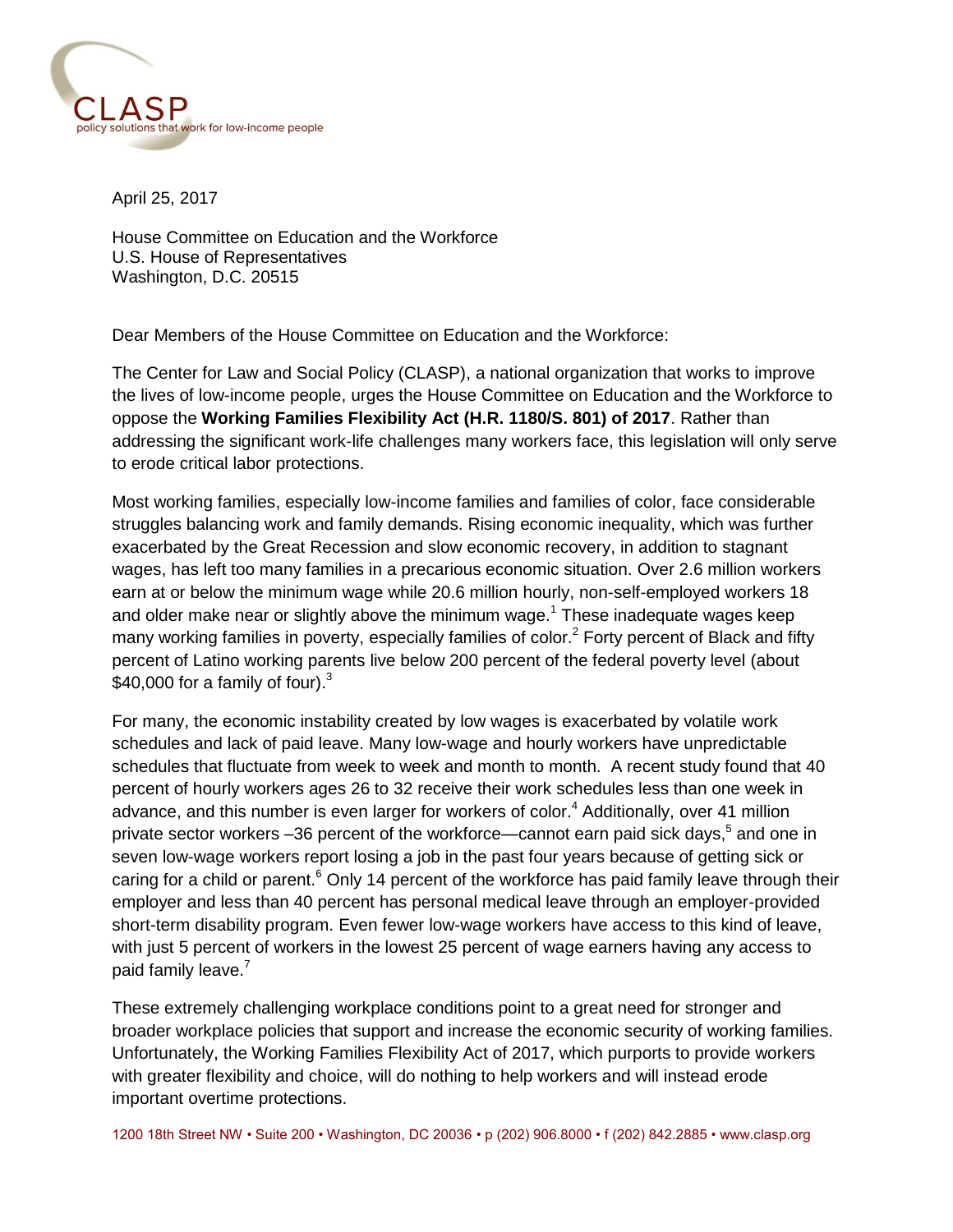CLASP
policy solutions that work for low-income people

April 25, 2017

House Committee on Education and the Workforce
U.S. House of Representatives
Washington, D.C. 20515

Dear Members of the House Committee on Education and the Workforce:

The Center for Law and Social Policy (CLASP), a national organization that works to improve the lives of low-income people, urges the House Committee on Education and the Workforce to oppose the **Working Families Flexibility Act (H.R. 1180/S. 801) of 2017**. Rather than addressing the significant work-life challenges many workers face, this legislation will only serve to erode critical labor protections.

Most working families, especially low-income families and families of color, face considerable struggles balancing work and family demands. Rising economic inequality, which was further exacerbated by the Great Recession and slow economic recovery, in addition to stagnant wages, has left too many families in a precarious economic situation. Over 2.6 million workers earn at or below the minimum wage while 20.6 million hourly, non-self-employed workers 18 and older make near or slightly above the minimum wage.[1] These inadequate wages keep many working families in poverty, especially families of color.[2] Forty percent of Black and fifty percent of Latino working parents live below 200 percent of the federal poverty level (about $40,000 for a family of four).[3]

For many, the economic instability created by low wages is exacerbated by volatile work schedules and lack of paid leave. Many low-wage and hourly workers have unpredictable schedules that fluctuate from week to week and month to month. A recent study found that 40 percent of hourly workers ages 26 to 32 receive their work schedules less than one week in advance, and this number is even larger for workers of color.[4] Additionally, over 41 million private sector workers –36 percent of the workforce—cannot earn paid sick days,[5] and one in seven low-wage workers report losing a job in the past four years because of getting sick or caring for a child or parent.[6] Only 14 percent of the workforce has paid family leave through their employer and less than 40 percent has personal medical leave through an employer-provided short-term disability program. Even fewer low-wage workers have access to this kind of leave, with just 5 percent of workers in the lowest 25 percent of wage earners having any access to paid family leave.[7]

These extremely challenging workplace conditions point to a great need for stronger and broader workplace policies that support and increase the economic security of working families. Unfortunately, the Working Families Flexibility Act of 2017, which purports to provide workers with greater flexibility and choice, will do nothing to help workers and will instead erode important overtime protections.

1200 18th Street NW • Suite 200 • Washington, DC 20036 • p (202) 906.8000 • f (202) 842.2885 • www.clasp.org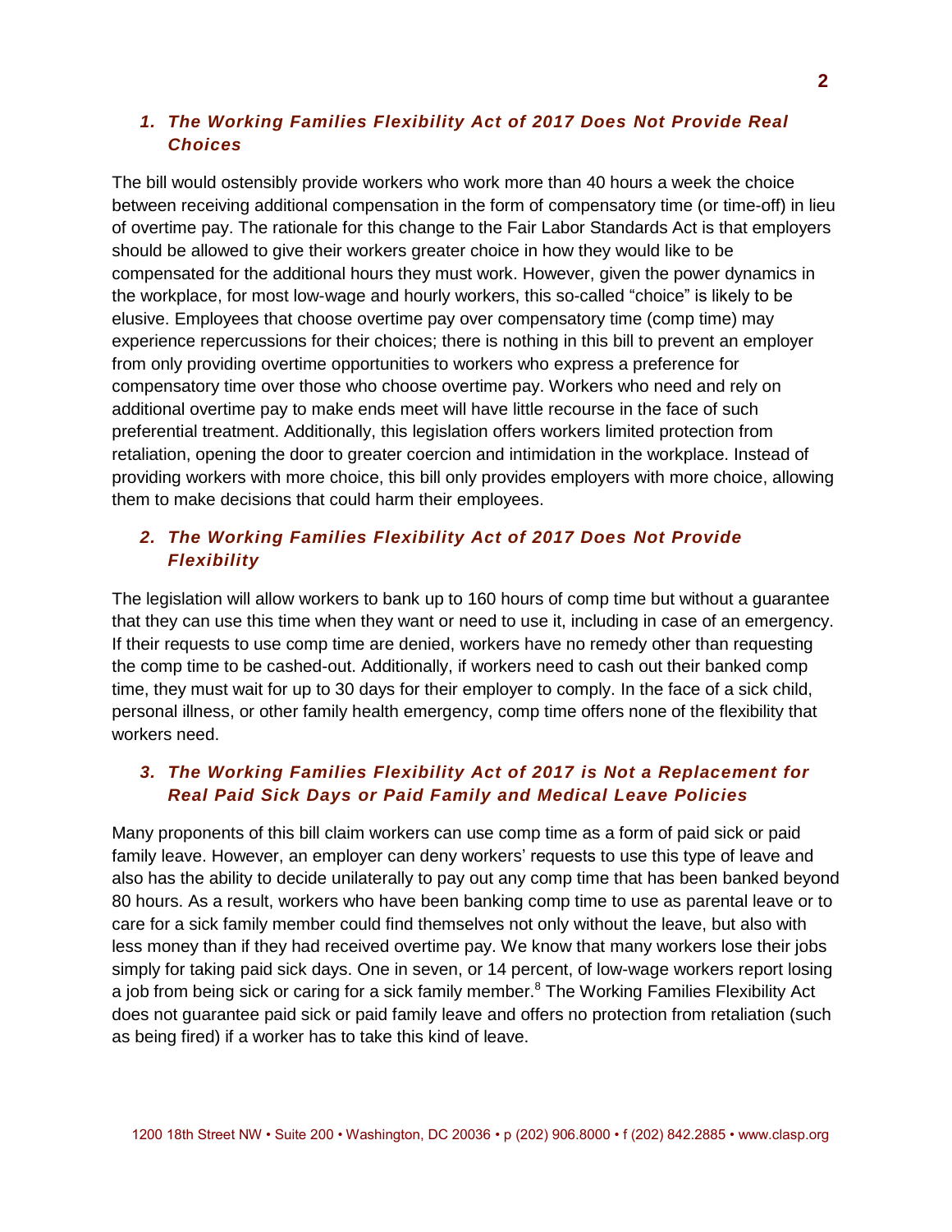### *1. The Working Families Flexibility Act of 2017 Does Not Provide Real Choices*

The bill would ostensibly provide workers who work more than 40 hours a week the choice between receiving additional compensation in the form of compensatory time (or time-off) in lieu of overtime pay. The rationale for this change to the Fair Labor Standards Act is that employers should be allowed to give their workers greater choice in how they would like to be compensated for the additional hours they must work. However, given the power dynamics in the workplace, for most low-wage and hourly workers, this so-called "choice" is likely to be elusive. Employees that choose overtime pay over compensatory time (comp time) may experience repercussions for their choices; there is nothing in this bill to prevent an employer from only providing overtime opportunities to workers who express a preference for compensatory time over those who choose overtime pay. Workers who need and rely on additional overtime pay to make ends meet will have little recourse in the face of such preferential treatment. Additionally, this legislation offers workers limited protection from retaliation, opening the door to greater coercion and intimidation in the workplace. Instead of providing workers with more choice, this bill only provides employers with more choice, allowing them to make decisions that could harm their employees.

### *2. The Working Families Flexibility Act of 2017 Does Not Provide Flexibility*

The legislation will allow workers to bank up to 160 hours of comp time but without a guarantee that they can use this time when they want or need to use it, including in case of an emergency. If their requests to use comp time are denied, workers have no remedy other than requesting the comp time to be cashed-out. Additionally, if workers need to cash out their banked comp time, they must wait for up to 30 days for their employer to comply. In the face of a sick child, personal illness, or other family health emergency, comp time offers none of the flexibility that workers need.

### *3. The Working Families Flexibility Act of 2017 is Not a Replacement for Real Paid Sick Days or Paid Family and Medical Leave Policies*

Many proponents of this bill claim workers can use comp time as a form of paid sick or paid family leave. However, an employer can deny workers' requests to use this type of leave and also has the ability to decide unilaterally to pay out any comp time that has been banked beyond 80 hours. As a result, workers who have been banking comp time to use as parental leave or to care for a sick family member could find themselves not only without the leave, but also with less money than if they had received overtime pay. We know that many workers lose their jobs simply for taking paid sick days. One in seven, or 14 percent, of low-wage workers report losing a job from being sick or caring for a sick family member.[8] The Working Families Flexibility Act does not guarantee paid sick or paid family leave and offers no protection from retaliation (such as being fired) if a worker has to take this kind of leave.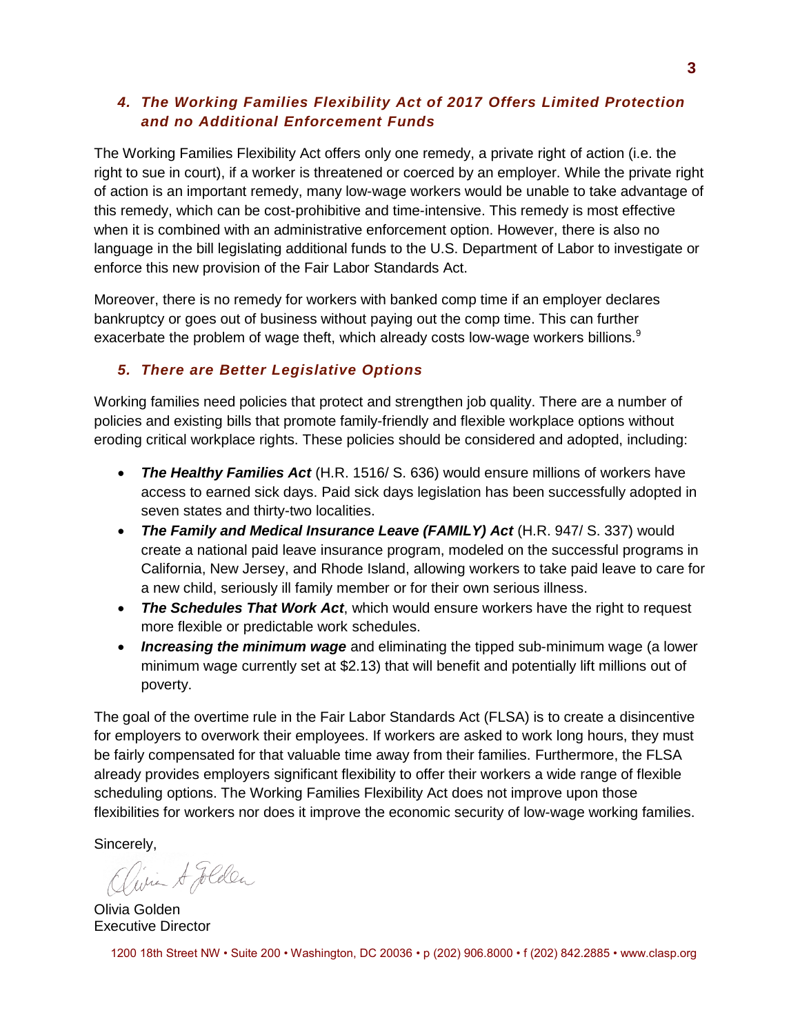### *4. The Working Families Flexibility Act of 2017 Offers Limited Protection and no Additional Enforcement Funds*

The Working Families Flexibility Act offers only one remedy, a private right of action (i.e. the right to sue in court), if a worker is threatened or coerced by an employer. While the private right of action is an important remedy, many low-wage workers would be unable to take advantage of this remedy, which can be cost-prohibitive and time-intensive. This remedy is most effective when it is combined with an administrative enforcement option. However, there is also no language in the bill legislating additional funds to the U.S. Department of Labor to investigate or enforce this new provision of the Fair Labor Standards Act.

Moreover, there is no remedy for workers with banked comp time if an employer declares bankruptcy or goes out of business without paying out the comp time. This can further exacerbate the problem of wage theft, which already costs low-wage workers billions.[9]

### *5. There are Better Legislative Options*

Working families need policies that protect and strengthen job quality. There are a number of policies and existing bills that promote family-friendly and flexible workplace options without eroding critical workplace rights. These policies should be considered and adopted, including:

- ***The Healthy Families Act*** (H.R. 1516/ S. 636) would ensure millions of workers have access to earned sick days. Paid sick days legislation has been successfully adopted in seven states and thirty-two localities.
- ***The Family and Medical Insurance Leave (FAMILY) Act*** (H.R. 947/ S. 337) would create a national paid leave insurance program, modeled on the successful programs in California, New Jersey, and Rhode Island, allowing workers to take paid leave to care for a new child, seriously ill family member or for their own serious illness.
- ***The Schedules That Work Act***, which would ensure workers have the right to request more flexible or predictable work schedules.
- ***Increasing the minimum wage*** and eliminating the tipped sub-minimum wage (a lower minimum wage currently set at $2.13) that will benefit and potentially lift millions out of poverty.

The goal of the overtime rule in the Fair Labor Standards Act (FLSA) is to create a disincentive for employers to overwork their employees. If workers are asked to work long hours, they must be fairly compensated for that valuable time away from their families. Furthermore, the FLSA already provides employers significant flexibility to offer their workers a wide range of flexible scheduling options. The Working Families Flexibility Act does not improve upon those flexibilities for workers nor does it improve the economic security of low-wage working families.

Sincerely,

Olivia A. Golden

Olivia Golden
Executive Director

1200 18th Street NW • Suite 200 • Washington, DC 20036 • p (202) 906.8000 • f (202) 842.2885 • www.clasp.org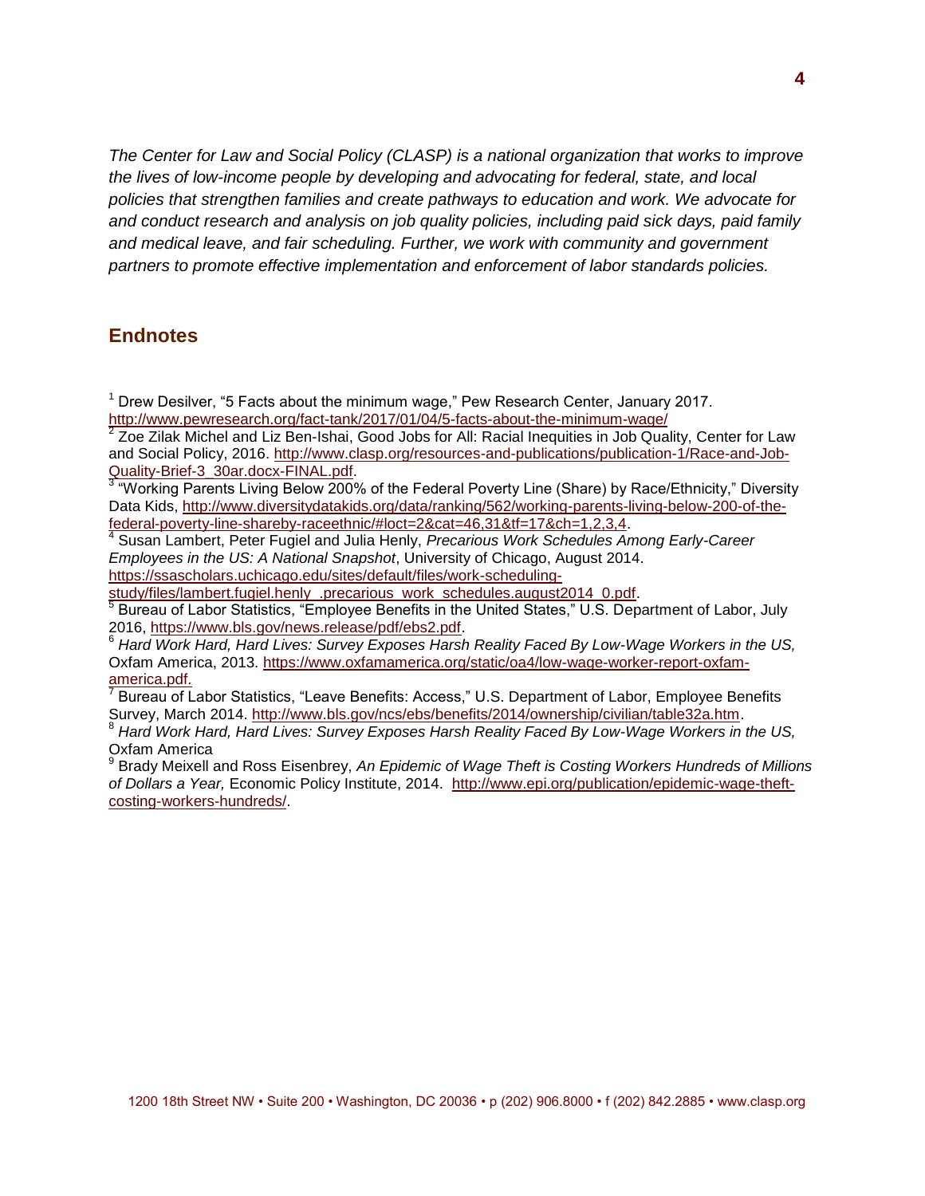*The Center for Law and Social Policy (CLASP) is a national organization that works to improve the lives of low-income people by developing and advocating for federal, state, and local policies that strengthen families and create pathways to education and work. We advocate for and conduct research and analysis on job quality policies, including paid sick days, paid family and medical leave, and fair scheduling. Further, we work with community and government partners to promote effective implementation and enforcement of labor standards policies.*

## Endnotes

[1] Drew Desilver, "5 Facts about the minimum wage," Pew Research Center, January 2017. http://www.pewresearch.org/fact-tank/2017/01/04/5-facts-about-the-minimum-wage/

[2] Zoe Zilak Michel and Liz Ben-Ishai, Good Jobs for All: Racial Inequities in Job Quality, Center for Law and Social Policy, 2016. http://www.clasp.org/resources-and-publications/publication-1/Race-and-Job-Quality-Brief-3_30ar.docx-FINAL.pdf.

[3] "Working Parents Living Below 200% of the Federal Poverty Line (Share) by Race/Ethnicity," Diversity Data Kids, http://www.diversitydatakids.org/data/ranking/562/working-parents-living-below-200-of-the-federal-poverty-line-shareby-raceethnic/#loct=2&cat=46,31&tf=17&ch=1,2,3,4.

[4] Susan Lambert, Peter Fugiel and Julia Henly, *Precarious Work Schedules Among Early-Career Employees in the US: A National Snapshot*, University of Chicago, August 2014. https://ssascholars.uchicago.edu/sites/default/files/work-scheduling-study/files/lambert.fugiel.henly_.precarious_work_schedules.august2014_0.pdf.

[5] Bureau of Labor Statistics, "Employee Benefits in the United States," U.S. Department of Labor, July 2016, https://www.bls.gov/news.release/pdf/ebs2.pdf.

[6] *Hard Work Hard, Hard Lives: Survey Exposes Harsh Reality Faced By Low-Wage Workers in the US,* Oxfam America, 2013. https://www.oxfamamerica.org/static/oa4/low-wage-worker-report-oxfam-america.pdf.

[7] Bureau of Labor Statistics, "Leave Benefits: Access," U.S. Department of Labor, Employee Benefits Survey, March 2014. http://www.bls.gov/ncs/ebs/benefits/2014/ownership/civilian/table32a.htm.

[8] *Hard Work Hard, Hard Lives: Survey Exposes Harsh Reality Faced By Low-Wage Workers in the US,* Oxfam America

[9] Brady Meixell and Ross Eisenbrey, *An Epidemic of Wage Theft is Costing Workers Hundreds of Millions of Dollars a Year,* Economic Policy Institute, 2014. http://www.epi.org/publication/epidemic-wage-theft-costing-workers-hundreds/.